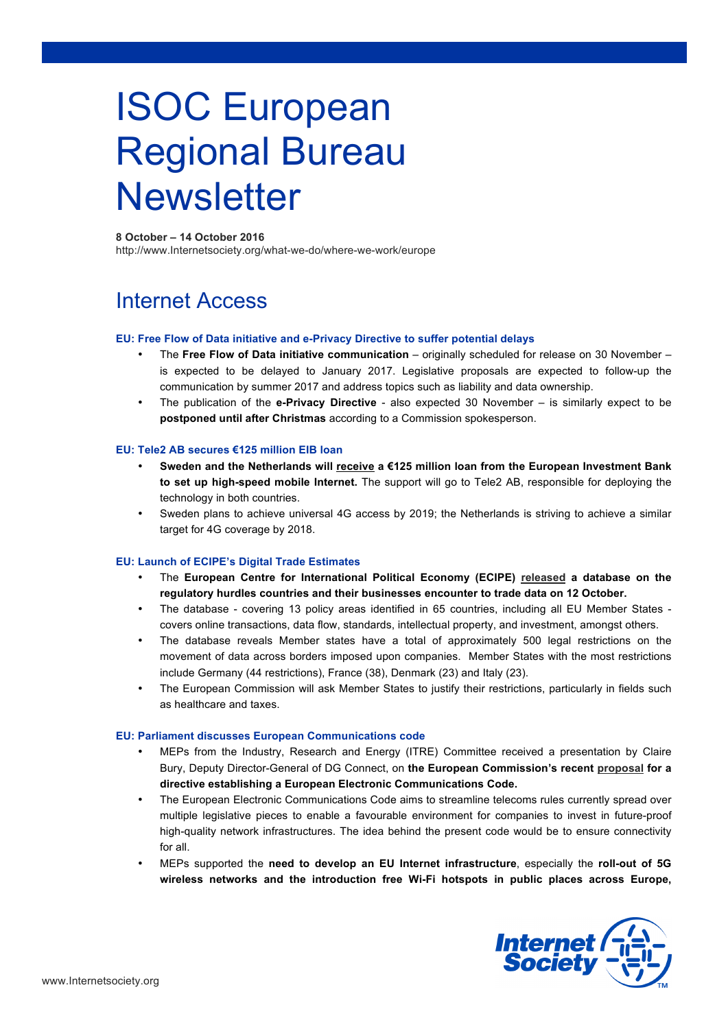# ISOC European Regional Bureau Newsletter

**8 October – 14 October 2016**
http://www.Internetsociety.org/what-we-do/where-we-work/europe

## Internet Access

### EU: Free Flow of Data initiative and e-Privacy Directive to suffer potential delays

- The **Free Flow of Data initiative communication** – originally scheduled for release on 30 November – is expected to be delayed to January 2017. Legislative proposals are expected to follow-up the communication by summer 2017 and address topics such as liability and data ownership.
- The publication of the **e-Privacy Directive** - also expected 30 November – is similarly expect to be **postponed until after Christmas** according to a Commission spokesperson.

### EU: Tele2 AB secures €125 million EIB loan

- **Sweden and the Netherlands will receive a €125 million loan from the European Investment Bank to set up high-speed mobile Internet.** The support will go to Tele2 AB, responsible for deploying the technology in both countries.
- Sweden plans to achieve universal 4G access by 2019; the Netherlands is striving to achieve a similar target for 4G coverage by 2018.

### EU: Launch of ECIPE's Digital Trade Estimates

- The **European Centre for International Political Economy (ECIPE) released a database on the regulatory hurdles countries and their businesses encounter to trade data on 12 October.**
- The database - covering 13 policy areas identified in 65 countries, including all EU Member States - covers online transactions, data flow, standards, intellectual property, and investment, amongst others.
- The database reveals Member states have a total of approximately 500 legal restrictions on the movement of data across borders imposed upon companies. Member States with the most restrictions include Germany (44 restrictions), France (38), Denmark (23) and Italy (23).
- The European Commission will ask Member States to justify their restrictions, particularly in fields such as healthcare and taxes.

### EU: Parliament discusses European Communications code

- MEPs from the Industry, Research and Energy (ITRE) Committee received a presentation by Claire Bury, Deputy Director-General of DG Connect, on **the European Commission's recent proposal for a directive establishing a European Electronic Communications Code.**
- The European Electronic Communications Code aims to streamline telecoms rules currently spread over multiple legislative pieces to enable a favourable environment for companies to invest in future-proof high-quality network infrastructures. The idea behind the present code would be to ensure connectivity for all.
- MEPs supported the **need to develop an EU Internet infrastructure**, especially the **roll-out of 5G wireless networks and the introduction free Wi-Fi hotspots in public places across Europe,**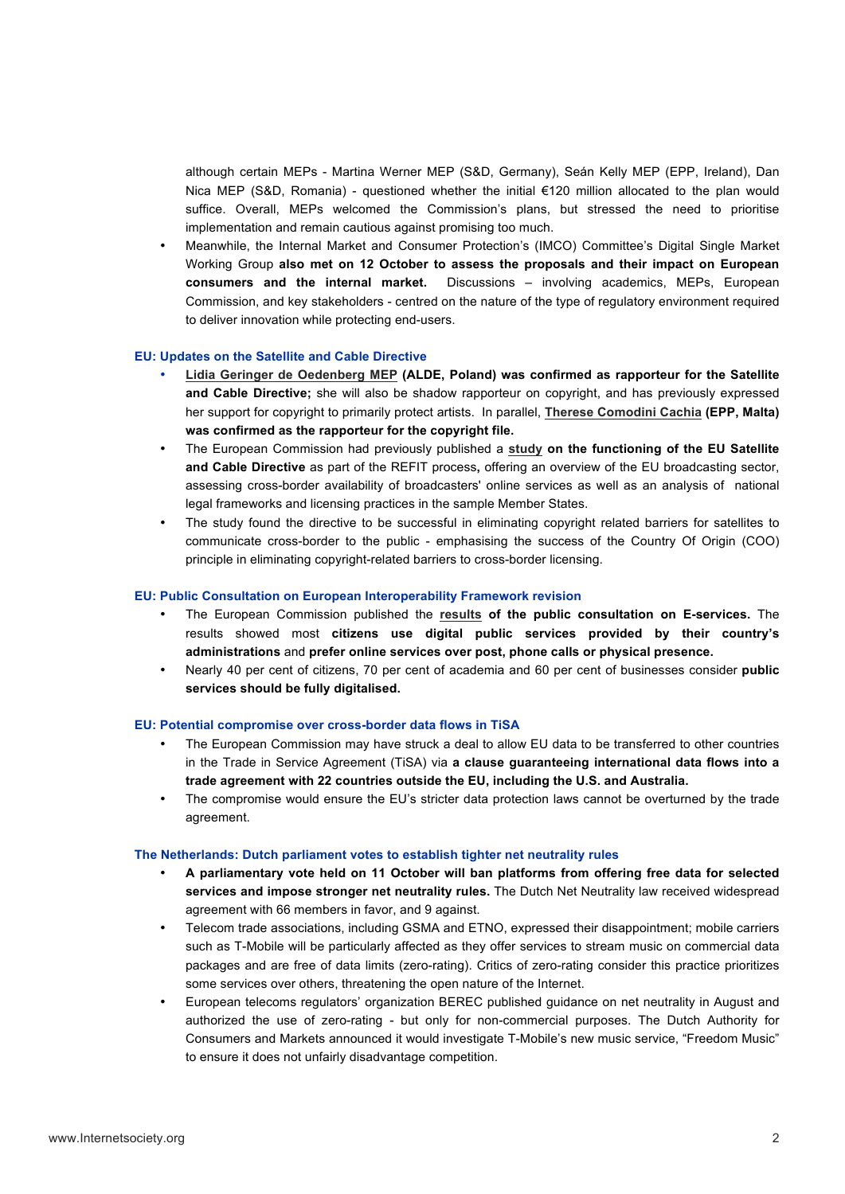although certain MEPs - Martina Werner MEP (S&D, Germany), Seán Kelly MEP (EPP, Ireland), Dan Nica MEP (S&D, Romania) - questioned whether the initial €120 million allocated to the plan would suffice. Overall, MEPs welcomed the Commission's plans, but stressed the need to prioritise implementation and remain cautious against promising too much.

- Meanwhile, the Internal Market and Consumer Protection's (IMCO) Committee's Digital Single Market Working Group **also met on 12 October to assess the proposals and their impact on European consumers and the internal market.** Discussions – involving academics, MEPs, European Commission, and key stakeholders - centred on the nature of the type of regulatory environment required to deliver innovation while protecting end-users.

### EU: Updates on the Satellite and Cable Directive

- **Lidia Geringer de Oedenberg MEP (ALDE, Poland) was confirmed as rapporteur for the Satellite and Cable Directive;** she will also be shadow rapporteur on copyright, and has previously expressed her support for copyright to primarily protect artists. In parallel, **Therese Comodini Cachia (EPP, Malta) was confirmed as the rapporteur for the copyright file.**
- The European Commission had previously published a **study on the functioning of the EU Satellite and Cable Directive** as part of the REFIT process**,** offering an overview of the EU broadcasting sector, assessing cross-border availability of broadcasters' online services as well as an analysis of national legal frameworks and licensing practices in the sample Member States.
- The study found the directive to be successful in eliminating copyright related barriers for satellites to communicate cross-border to the public - emphasising the success of the Country Of Origin (COO) principle in eliminating copyright-related barriers to cross-border licensing.

### EU: Public Consultation on European Interoperability Framework revision

- The European Commission published the **results of the public consultation on E-services.** The results showed most **citizens use digital public services provided by their country's administrations** and **prefer online services over post, phone calls or physical presence.**
- Nearly 40 per cent of citizens, 70 per cent of academia and 60 per cent of businesses consider **public services should be fully digitalised.**

### EU: Potential compromise over cross-border data flows in TiSA

- The European Commission may have struck a deal to allow EU data to be transferred to other countries in the Trade in Service Agreement (TiSA) via **a clause guaranteeing international data flows into a trade agreement with 22 countries outside the EU, including the U.S. and Australia.**
- The compromise would ensure the EU's stricter data protection laws cannot be overturned by the trade agreement.

### The Netherlands: Dutch parliament votes to establish tighter net neutrality rules

- **A parliamentary vote held on 11 October will ban platforms from offering free data for selected services and impose stronger net neutrality rules.** The Dutch Net Neutrality law received widespread agreement with 66 members in favor, and 9 against.
- Telecom trade associations, including GSMA and ETNO, expressed their disappointment; mobile carriers such as T-Mobile will be particularly affected as they offer services to stream music on commercial data packages and are free of data limits (zero-rating). Critics of zero-rating consider this practice prioritizes some services over others, threatening the open nature of the Internet.
- European telecoms regulators' organization BEREC published guidance on net neutrality in August and authorized the use of zero-rating - but only for non-commercial purposes. The Dutch Authority for Consumers and Markets announced it would investigate T-Mobile's new music service, "Freedom Music" to ensure it does not unfairly disadvantage competition.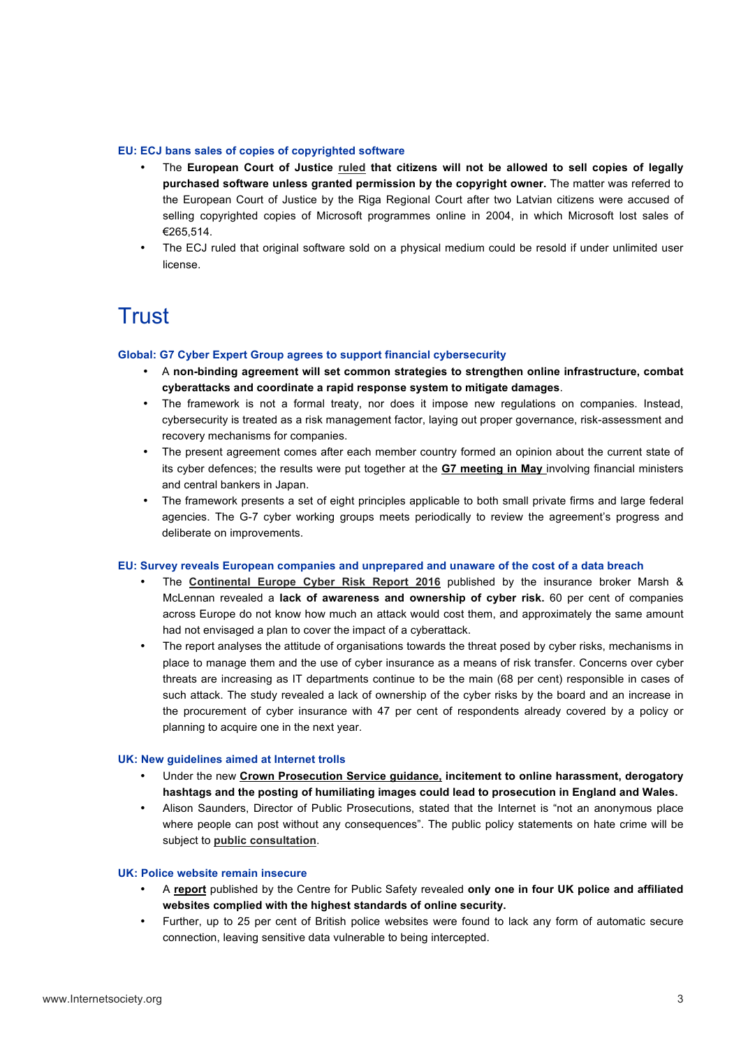### EU: ECJ bans sales of copies of copyrighted software

- The **European Court of Justice** ruled **that citizens will not be allowed to sell copies of legally purchased software unless granted permission by the copyright owner.** The matter was referred to the European Court of Justice by the Riga Regional Court after two Latvian citizens were accused of selling copyrighted copies of Microsoft programmes online in 2004, in which Microsoft lost sales of €265,514.
- The ECJ ruled that original software sold on a physical medium could be resold if under unlimited user license.

# Trust

### Global: G7 Cyber Expert Group agrees to support financial cybersecurity

- A **non-binding agreement will set common strategies to strengthen online infrastructure, combat cyberattacks and coordinate a rapid response system to mitigate damages**.
- The framework is not a formal treaty, nor does it impose new regulations on companies. Instead, cybersecurity is treated as a risk management factor, laying out proper governance, risk-assessment and recovery mechanisms for companies.
- The present agreement comes after each member country formed an opinion about the current state of its cyber defences; the results were put together at the **G7 meeting in May** involving financial ministers and central bankers in Japan.
- The framework presents a set of eight principles applicable to both small private firms and large federal agencies. The G-7 cyber working groups meets periodically to review the agreement's progress and deliberate on improvements.

### EU: Survey reveals European companies and unprepared and unaware of the cost of a data breach

- The **Continental Europe Cyber Risk Report 2016** published by the insurance broker Marsh & McLennan revealed a **lack of awareness and ownership of cyber risk.** 60 per cent of companies across Europe do not know how much an attack would cost them, and approximately the same amount had not envisaged a plan to cover the impact of a cyberattack.
- The report analyses the attitude of organisations towards the threat posed by cyber risks, mechanisms in place to manage them and the use of cyber insurance as a means of risk transfer. Concerns over cyber threats are increasing as IT departments continue to be the main (68 per cent) responsible in cases of such attack. The study revealed a lack of ownership of the cyber risks by the board and an increase in the procurement of cyber insurance with 47 per cent of respondents already covered by a policy or planning to acquire one in the next year.

### UK: New guidelines aimed at Internet trolls

- Under the new **Crown Prosecution Service guidance, incitement to online harassment, derogatory hashtags and the posting of humiliating images could lead to prosecution in England and Wales.**
- Alison Saunders, Director of Public Prosecutions, stated that the Internet is "not an anonymous place where people can post without any consequences". The public policy statements on hate crime will be subject to **public consultation**.

### UK: Police website remain insecure

- A **report** published by the Centre for Public Safety revealed **only one in four UK police and affiliated websites complied with the highest standards of online security.**
- Further, up to 25 per cent of British police websites were found to lack any form of automatic secure connection, leaving sensitive data vulnerable to being intercepted.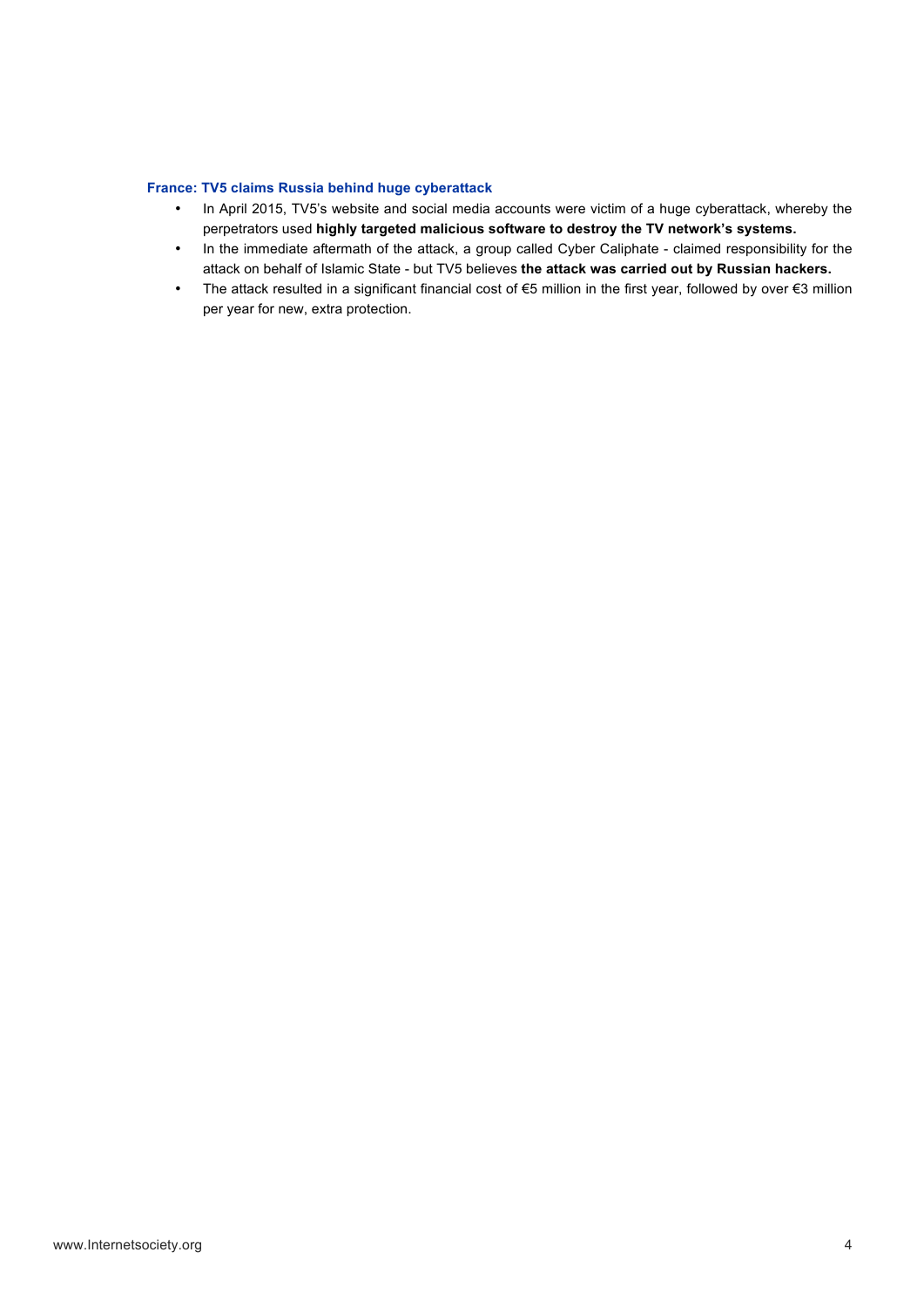### France: TV5 claims Russia behind huge cyberattack

- In April 2015, TV5's website and social media accounts were victim of a huge cyberattack, whereby the perpetrators used **highly targeted malicious software to destroy the TV network's systems.**
- In the immediate aftermath of the attack, a group called Cyber Caliphate - claimed responsibility for the attack on behalf of Islamic State - but TV5 believes **the attack was carried out by Russian hackers.**
- The attack resulted in a significant financial cost of €5 million in the first year, followed by over €3 million per year for new, extra protection.